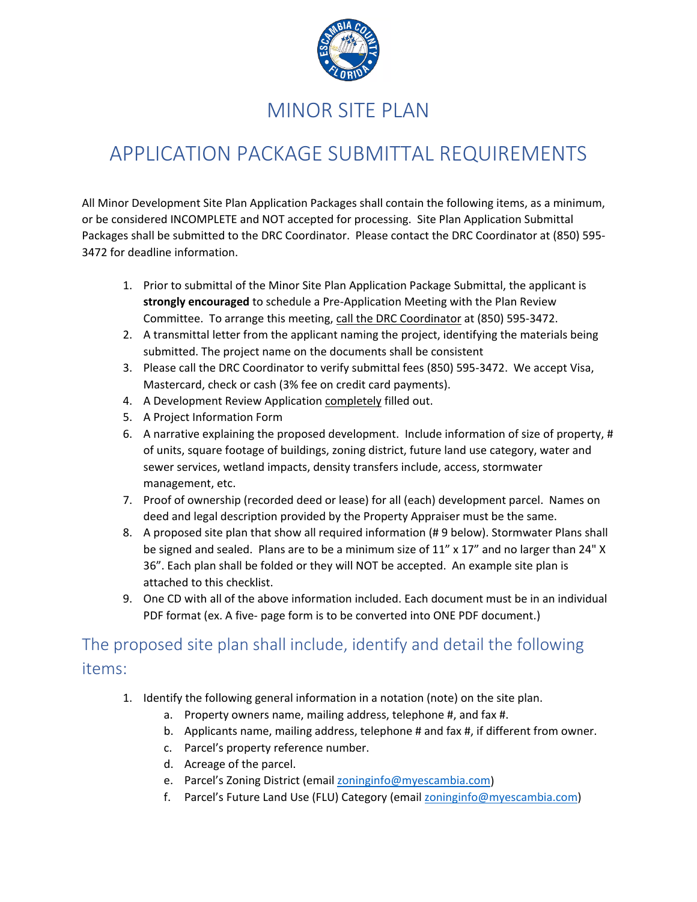# MINOR SITE PLAN

# APPLICATION PACKAGE SUBMITTAL REQUIREMENTS

All Minor Development Site Plan Application Packages shall contain the following items, as a minimum, or be considered INCOMPLETE and NOT accepted for processing. Site Plan Application Submittal Packages shall be submitted to the DRC Coordinator. Please contact the DRC Coordinator at (850) 595-3472 for deadline information.

1. Prior to submittal of the Minor Site Plan Application Package Submittal, the applicant is **strongly encouraged** to schedule a Pre-Application Meeting with the Plan Review Committee. To arrange this meeting, call the DRC Coordinator at (850) 595-3472.
2. A transmittal letter from the applicant naming the project, identifying the materials being submitted. The project name on the documents shall be consistent
3. Please call the DRC Coordinator to verify submittal fees (850) 595-3472. We accept Visa, Mastercard, check or cash (3% fee on credit card payments).
4. A Development Review Application completely filled out.
5. A Project Information Form
6. A narrative explaining the proposed development. Include information of size of property, # of units, square footage of buildings, zoning district, future land use category, water and sewer services, wetland impacts, density transfers include, access, stormwater management, etc.
7. Proof of ownership (recorded deed or lease) for all (each) development parcel. Names on deed and legal description provided by the Property Appraiser must be the same.
8. A proposed site plan that show all required information (# 9 below). Stormwater Plans shall be signed and sealed. Plans are to be a minimum size of 11" x 17" and no larger than 24" X 36". Each plan shall be folded or they will NOT be accepted. An example site plan is attached to this checklist.
9. One CD with all of the above information included. Each document must be in an individual PDF format (ex. A five- page form is to be converted into ONE PDF document.)

## The proposed site plan shall include, identify and detail the following items:

1. Identify the following general information in a notation (note) on the site plan.
   a. Property owners name, mailing address, telephone #, and fax #.
   b. Applicants name, mailing address, telephone # and fax #, if different from owner.
   c. Parcel's property reference number.
   d. Acreage of the parcel.
   e. Parcel's Zoning District (email zoninginfo@myescambia.com)
   f. Parcel's Future Land Use (FLU) Category (email zoninginfo@myescambia.com)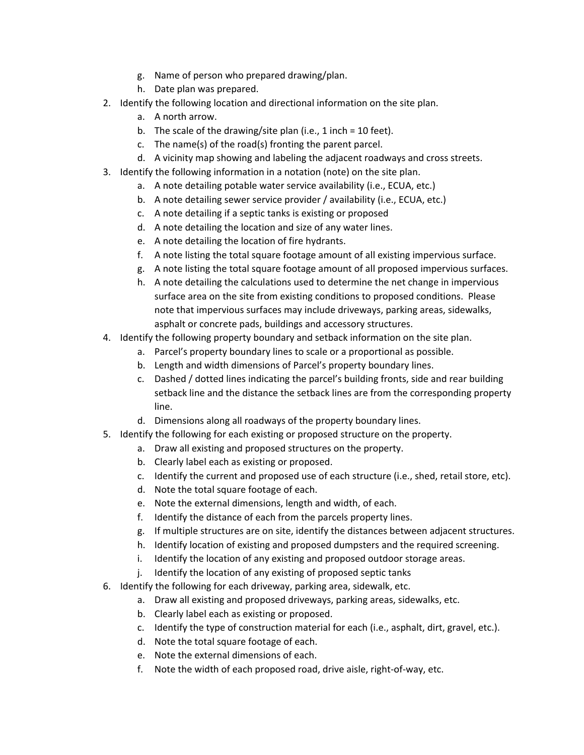g. Name of person who prepared drawing/plan.
h. Date plan was prepared.

2. Identify the following location and directional information on the site plan.
   a. A north arrow.
   b. The scale of the drawing/site plan (i.e., 1 inch = 10 feet).
   c. The name(s) of the road(s) fronting the parent parcel.
   d. A vicinity map showing and labeling the adjacent roadways and cross streets.
3. Identify the following information in a notation (note) on the site plan.
   a. A note detailing potable water service availability (i.e., ECUA, etc.)
   b. A note detailing sewer service provider / availability (i.e., ECUA, etc.)
   c. A note detailing if a septic tanks is existing or proposed
   d. A note detailing the location and size of any water lines.
   e. A note detailing the location of fire hydrants.
   f. A note listing the total square footage amount of all existing impervious surface.
   g. A note listing the total square footage amount of all proposed impervious surfaces.
   h. A note detailing the calculations used to determine the net change in impervious surface area on the site from existing conditions to proposed conditions. Please note that impervious surfaces may include driveways, parking areas, sidewalks, asphalt or concrete pads, buildings and accessory structures.
4. Identify the following property boundary and setback information on the site plan.
   a. Parcel's property boundary lines to scale or a proportional as possible.
   b. Length and width dimensions of Parcel's property boundary lines.
   c. Dashed / dotted lines indicating the parcel's building fronts, side and rear building setback line and the distance the setback lines are from the corresponding property line.
   d. Dimensions along all roadways of the property boundary lines.
5. Identify the following for each existing or proposed structure on the property.
   a. Draw all existing and proposed structures on the property.
   b. Clearly label each as existing or proposed.
   c. Identify the current and proposed use of each structure (i.e., shed, retail store, etc).
   d. Note the total square footage of each.
   e. Note the external dimensions, length and width, of each.
   f. Identify the distance of each from the parcels property lines.
   g. If multiple structures are on site, identify the distances between adjacent structures.
   h. Identify location of existing and proposed dumpsters and the required screening.
   i. Identify the location of any existing and proposed outdoor storage areas.
   j. Identify the location of any existing of proposed septic tanks
6. Identify the following for each driveway, parking area, sidewalk, etc.
   a. Draw all existing and proposed driveways, parking areas, sidewalks, etc.
   b. Clearly label each as existing or proposed.
   c. Identify the type of construction material for each (i.e., asphalt, dirt, gravel, etc.).
   d. Note the total square footage of each.
   e. Note the external dimensions of each.
   f. Note the width of each proposed road, drive aisle, right-of-way, etc.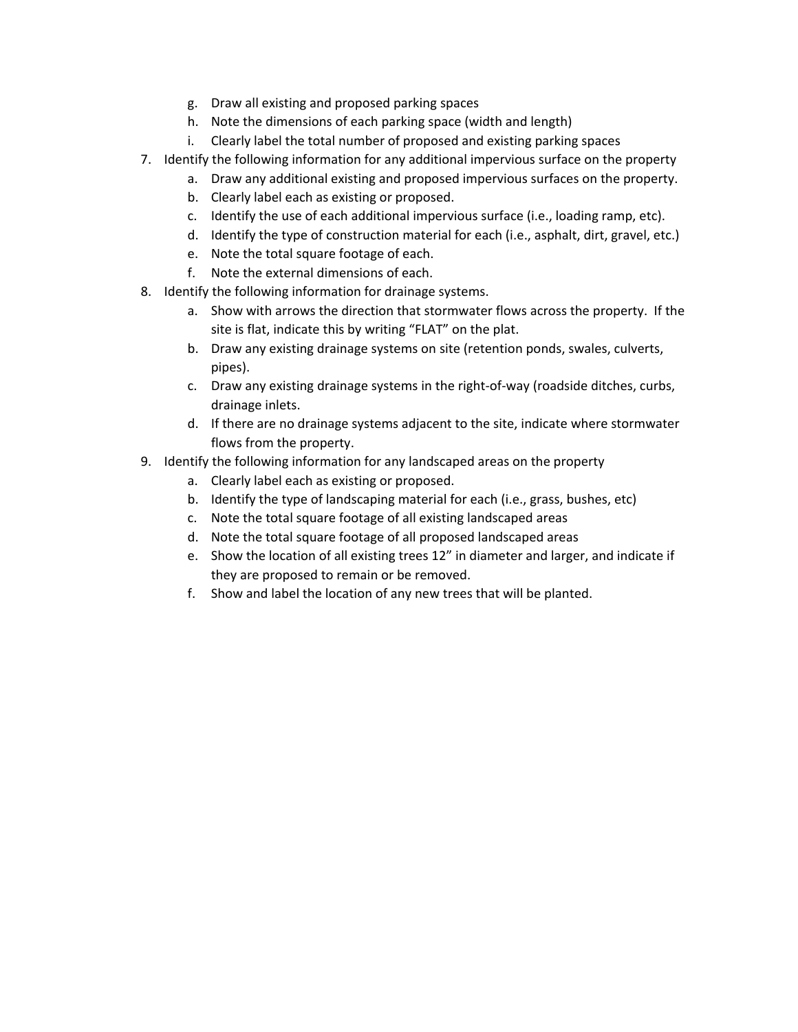g. Draw all existing and proposed parking spaces
   h. Note the dimensions of each parking space (width and length)
   i. Clearly label the total number of proposed and existing parking spaces

7. Identify the following information for any additional impervious surface on the property
   a. Draw any additional existing and proposed impervious surfaces on the property.
   b. Clearly label each as existing or proposed.
   c. Identify the use of each additional impervious surface (i.e., loading ramp, etc).
   d. Identify the type of construction material for each (i.e., asphalt, dirt, gravel, etc.)
   e. Note the total square footage of each.
   f. Note the external dimensions of each.

8. Identify the following information for drainage systems.
   a. Show with arrows the direction that stormwater flows across the property. If the site is flat, indicate this by writing "FLAT" on the plat.
   b. Draw any existing drainage systems on site (retention ponds, swales, culverts, pipes).
   c. Draw any existing drainage systems in the right-of-way (roadside ditches, curbs, drainage inlets.
   d. If there are no drainage systems adjacent to the site, indicate where stormwater flows from the property.

9. Identify the following information for any landscaped areas on the property
   a. Clearly label each as existing or proposed.
   b. Identify the type of landscaping material for each (i.e., grass, bushes, etc)
   c. Note the total square footage of all existing landscaped areas
   d. Note the total square footage of all proposed landscaped areas
   e. Show the location of all existing trees 12" in diameter and larger, and indicate if they are proposed to remain or be removed.
   f. Show and label the location of any new trees that will be planted.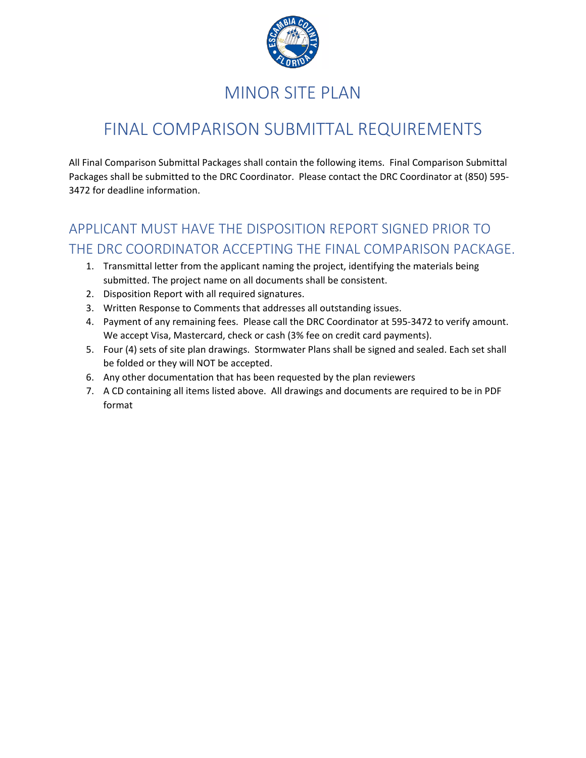# MINOR SITE PLAN

# FINAL COMPARISON SUBMITTAL REQUIREMENTS

All Final Comparison Submittal Packages shall contain the following items. Final Comparison Submittal Packages shall be submitted to the DRC Coordinator. Please contact the DRC Coordinator at (850) 595-3472 for deadline information.

## APPLICANT MUST HAVE THE DISPOSITION REPORT SIGNED PRIOR TO THE DRC COORDINATOR ACCEPTING THE FINAL COMPARISON PACKAGE.

1. Transmittal letter from the applicant naming the project, identifying the materials being submitted. The project name on all documents shall be consistent.
2. Disposition Report with all required signatures.
3. Written Response to Comments that addresses all outstanding issues.
4. Payment of any remaining fees. Please call the DRC Coordinator at 595-3472 to verify amount. We accept Visa, Mastercard, check or cash (3% fee on credit card payments).
5. Four (4) sets of site plan drawings. Stormwater Plans shall be signed and sealed. Each set shall be folded or they will NOT be accepted.
6. Any other documentation that has been requested by the plan reviewers
7. A CD containing all items listed above. All drawings and documents are required to be in PDF format